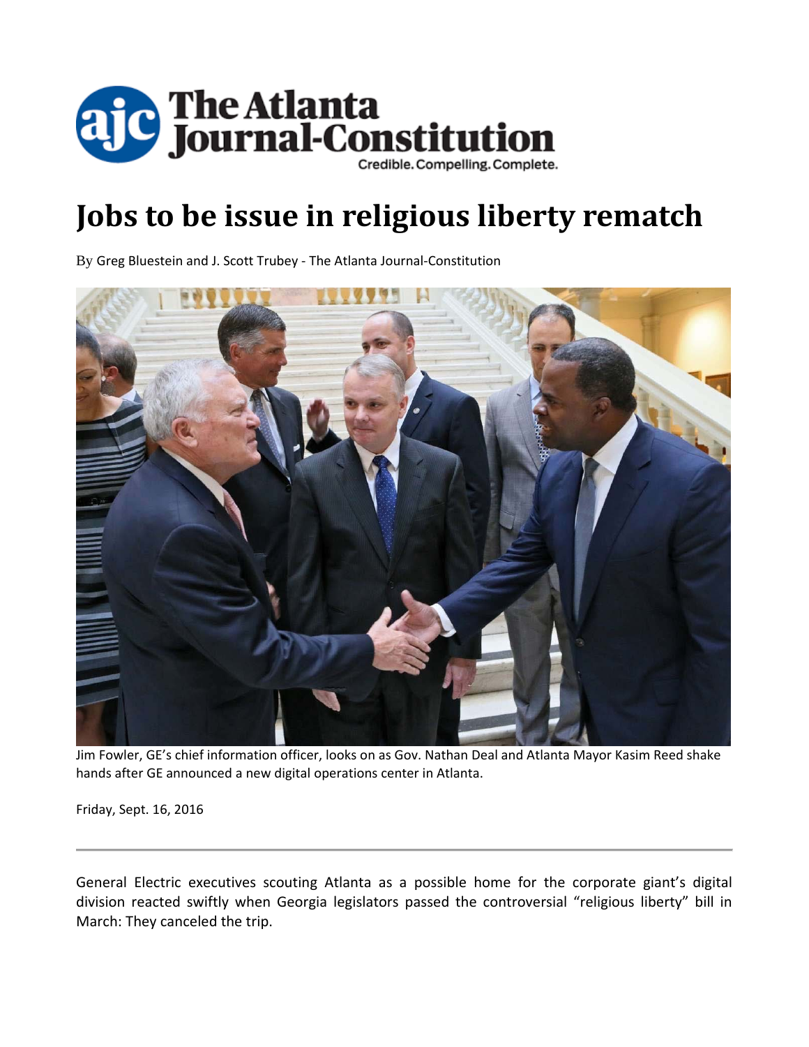# Jobs to be issue in religious liberty rematch

By Greg Bluestein and J. Scott Trubey - The Atlanta Journal-Constitution

Jim Fowler, GE's chief information officer, looks on as Gov. Nathan Deal and Atlanta Mayor Kasim Reed shake hands after GE announced a new digital operations center in Atlanta.

Friday, Sept. 16, 2016

---

General Electric executives scouting Atlanta as a possible home for the corporate giant's digital division reacted swiftly when Georgia legislators passed the controversial "religious liberty" bill in March: They canceled the trip.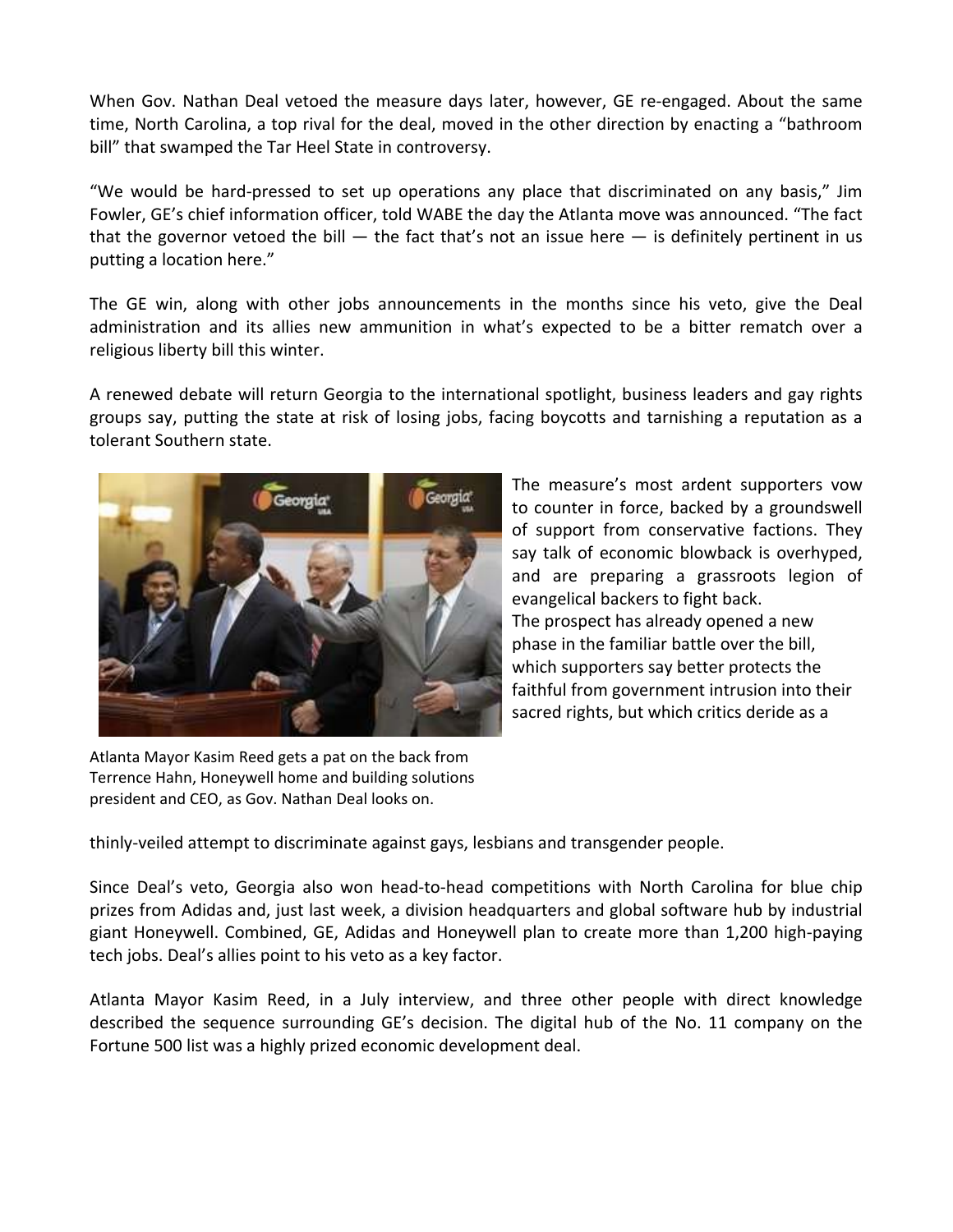When Gov. Nathan Deal vetoed the measure days later, however, GE re-engaged. About the same time, North Carolina, a top rival for the deal, moved in the other direction by enacting a "bathroom bill" that swamped the Tar Heel State in controversy.

"We would be hard-pressed to set up operations any place that discriminated on any basis," Jim Fowler, GE's chief information officer, told WABE the day the Atlanta move was announced. "The fact that the governor vetoed the bill — the fact that's not an issue here — is definitely pertinent in us putting a location here."

The GE win, along with other jobs announcements in the months since his veto, give the Deal administration and its allies new ammunition in what's expected to be a bitter rematch over a religious liberty bill this winter.

A renewed debate will return Georgia to the international spotlight, business leaders and gay rights groups say, putting the state at risk of losing jobs, facing boycotts and tarnishing a reputation as a tolerant Southern state.

Atlanta Mayor Kasim Reed gets a pat on the back from Terrence Hahn, Honeywell home and building solutions president and CEO, as Gov. Nathan Deal looks on.

The measure's most ardent supporters vow to counter in force, backed by a groundswell of support from conservative factions. They say talk of economic blowback is overhyped, and are preparing a grassroots legion of evangelical backers to fight back.

The prospect has already opened a new phase in the familiar battle over the bill, which supporters say better protects the faithful from government intrusion into their sacred rights, but which critics deride as a thinly-veiled attempt to discriminate against gays, lesbians and transgender people.

Since Deal's veto, Georgia also won head-to-head competitions with North Carolina for blue chip prizes from Adidas and, just last week, a division headquarters and global software hub by industrial giant Honeywell. Combined, GE, Adidas and Honeywell plan to create more than 1,200 high-paying tech jobs. Deal's allies point to his veto as a key factor.

Atlanta Mayor Kasim Reed, in a July interview, and three other people with direct knowledge described the sequence surrounding GE's decision. The digital hub of the No. 11 company on the Fortune 500 list was a highly prized economic development deal.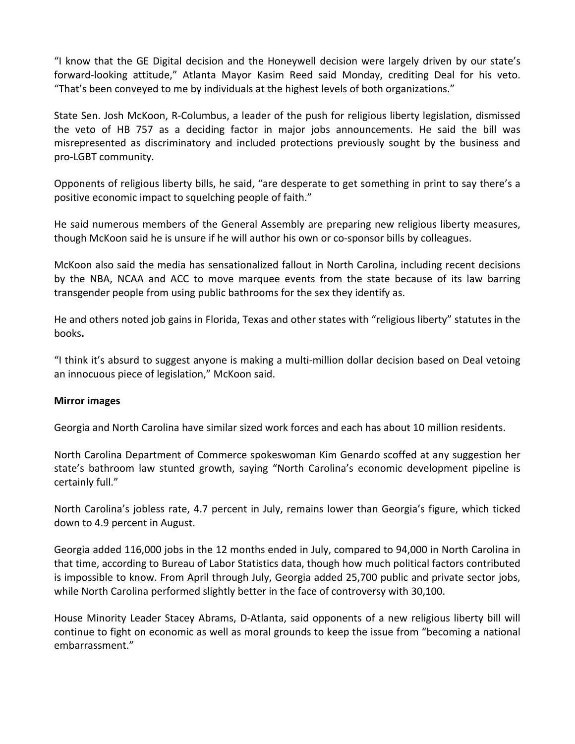"I know that the GE Digital decision and the Honeywell decision were largely driven by our state's forward-looking attitude," Atlanta Mayor Kasim Reed said Monday, crediting Deal for his veto. "That's been conveyed to me by individuals at the highest levels of both organizations."

State Sen. Josh McKoon, R-Columbus, a leader of the push for religious liberty legislation, dismissed the veto of HB 757 as a deciding factor in major jobs announcements. He said the bill was misrepresented as discriminatory and included protections previously sought by the business and pro-LGBT community.

Opponents of religious liberty bills, he said, "are desperate to get something in print to say there's a positive economic impact to squelching people of faith."

He said numerous members of the General Assembly are preparing new religious liberty measures, though McKoon said he is unsure if he will author his own or co-sponsor bills by colleagues.

McKoon also said the media has sensationalized fallout in North Carolina, including recent decisions by the NBA, NCAA and ACC to move marquee events from the state because of its law barring transgender people from using public bathrooms for the sex they identify as.

He and others noted job gains in Florida, Texas and other states with "religious liberty" statutes in the books**.**

"I think it's absurd to suggest anyone is making a multi-million dollar decision based on Deal vetoing an innocuous piece of legislation," McKoon said.

**Mirror images**

Georgia and North Carolina have similar sized work forces and each has about 10 million residents.

North Carolina Department of Commerce spokeswoman Kim Genardo scoffed at any suggestion her state's bathroom law stunted growth, saying "North Carolina's economic development pipeline is certainly full."

North Carolina's jobless rate, 4.7 percent in July, remains lower than Georgia's figure, which ticked down to 4.9 percent in August.

Georgia added 116,000 jobs in the 12 months ended in July, compared to 94,000 in North Carolina in that time, according to Bureau of Labor Statistics data, though how much political factors contributed is impossible to know. From April through July, Georgia added 25,700 public and private sector jobs, while North Carolina performed slightly better in the face of controversy with 30,100.

House Minority Leader Stacey Abrams, D-Atlanta, said opponents of a new religious liberty bill will continue to fight on economic as well as moral grounds to keep the issue from "becoming a national embarrassment."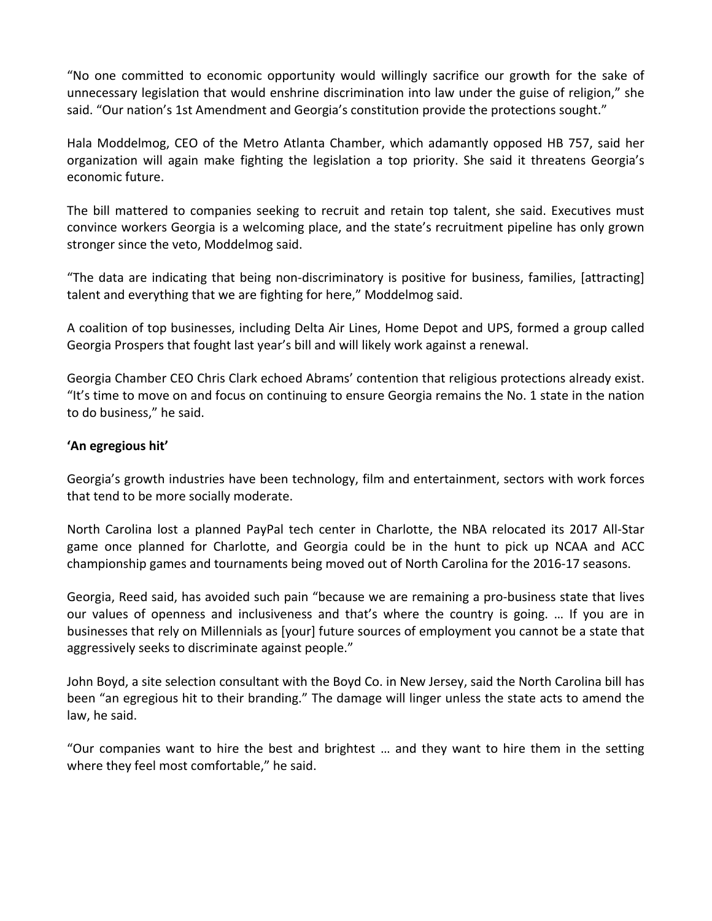"No one committed to economic opportunity would willingly sacrifice our growth for the sake of unnecessary legislation that would enshrine discrimination into law under the guise of religion," she said. "Our nation's 1st Amendment and Georgia's constitution provide the protections sought."

Hala Moddelmog, CEO of the Metro Atlanta Chamber, which adamantly opposed HB 757, said her organization will again make fighting the legislation a top priority. She said it threatens Georgia's economic future.

The bill mattered to companies seeking to recruit and retain top talent, she said. Executives must convince workers Georgia is a welcoming place, and the state's recruitment pipeline has only grown stronger since the veto, Moddelmog said.

"The data are indicating that being non-discriminatory is positive for business, families, [attracting] talent and everything that we are fighting for here," Moddelmog said.

A coalition of top businesses, including Delta Air Lines, Home Depot and UPS, formed a group called Georgia Prospers that fought last year's bill and will likely work against a renewal.

Georgia Chamber CEO Chris Clark echoed Abrams' contention that religious protections already exist. "It's time to move on and focus on continuing to ensure Georgia remains the No. 1 state in the nation to do business," he said.

**'An egregious hit'**

Georgia's growth industries have been technology, film and entertainment, sectors with work forces that tend to be more socially moderate.

North Carolina lost a planned PayPal tech center in Charlotte, the NBA relocated its 2017 All-Star game once planned for Charlotte, and Georgia could be in the hunt to pick up NCAA and ACC championship games and tournaments being moved out of North Carolina for the 2016-17 seasons.

Georgia, Reed said, has avoided such pain "because we are remaining a pro-business state that lives our values of openness and inclusiveness and that's where the country is going. … If you are in businesses that rely on Millennials as [your] future sources of employment you cannot be a state that aggressively seeks to discriminate against people."

John Boyd, a site selection consultant with the Boyd Co. in New Jersey, said the North Carolina bill has been "an egregious hit to their branding." The damage will linger unless the state acts to amend the law, he said.

"Our companies want to hire the best and brightest … and they want to hire them in the setting where they feel most comfortable," he said.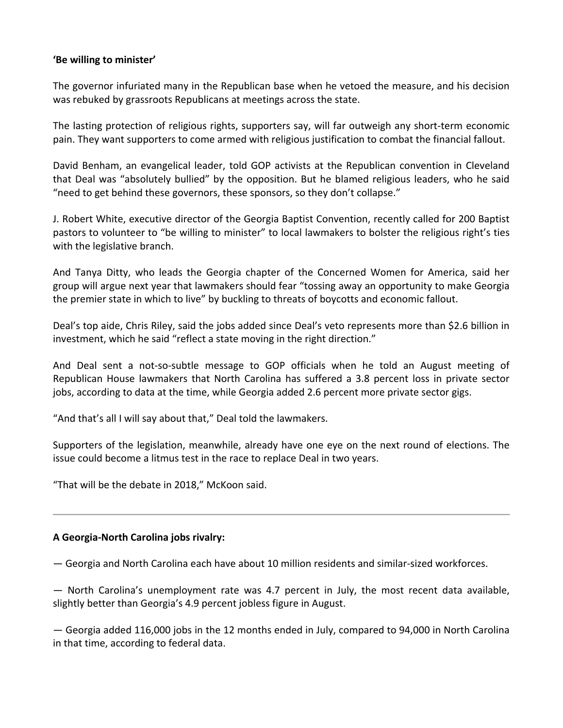**'Be willing to minister'**

The governor infuriated many in the Republican base when he vetoed the measure, and his decision was rebuked by grassroots Republicans at meetings across the state.

The lasting protection of religious rights, supporters say, will far outweigh any short-term economic pain. They want supporters to come armed with religious justification to combat the financial fallout.

David Benham, an evangelical leader, told GOP activists at the Republican convention in Cleveland that Deal was "absolutely bullied" by the opposition. But he blamed religious leaders, who he said "need to get behind these governors, these sponsors, so they don't collapse."

J. Robert White, executive director of the Georgia Baptist Convention, recently called for 200 Baptist pastors to volunteer to "be willing to minister" to local lawmakers to bolster the religious right's ties with the legislative branch.

And Tanya Ditty, who leads the Georgia chapter of the Concerned Women for America, said her group will argue next year that lawmakers should fear "tossing away an opportunity to make Georgia the premier state in which to live" by buckling to threats of boycotts and economic fallout.

Deal's top aide, Chris Riley, said the jobs added since Deal's veto represents more than $2.6 billion in investment, which he said "reflect a state moving in the right direction."

And Deal sent a not-so-subtle message to GOP officials when he told an August meeting of Republican House lawmakers that North Carolina has suffered a 3.8 percent loss in private sector jobs, according to data at the time, while Georgia added 2.6 percent more private sector gigs.

"And that's all I will say about that," Deal told the lawmakers.

Supporters of the legislation, meanwhile, already have one eye on the next round of elections. The issue could become a litmus test in the race to replace Deal in two years.

"That will be the debate in 2018," McKoon said.

---

**A Georgia-North Carolina jobs rivalry:**

— Georgia and North Carolina each have about 10 million residents and similar-sized workforces.

— North Carolina's unemployment rate was 4.7 percent in July, the most recent data available, slightly better than Georgia's 4.9 percent jobless figure in August.

— Georgia added 116,000 jobs in the 12 months ended in July, compared to 94,000 in North Carolina in that time, according to federal data.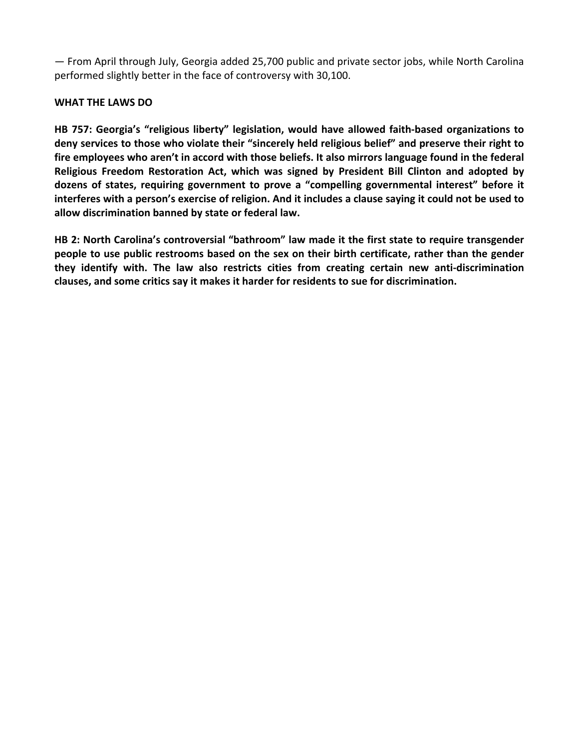— From April through July, Georgia added 25,700 public and private sector jobs, while North Carolina performed slightly better in the face of controversy with 30,100.

**WHAT THE LAWS DO**

**HB 757: Georgia's "religious liberty" legislation, would have allowed faith-based organizations to deny services to those who violate their "sincerely held religious belief" and preserve their right to fire employees who aren't in accord with those beliefs. It also mirrors language found in the federal Religious Freedom Restoration Act, which was signed by President Bill Clinton and adopted by dozens of states, requiring government to prove a "compelling governmental interest" before it interferes with a person's exercise of religion. And it includes a clause saying it could not be used to allow discrimination banned by state or federal law.**

**HB 2: North Carolina's controversial "bathroom" law made it the first state to require transgender people to use public restrooms based on the sex on their birth certificate, rather than the gender they identify with. The law also restricts cities from creating certain new anti-discrimination clauses, and some critics say it makes it harder for residents to sue for discrimination.**